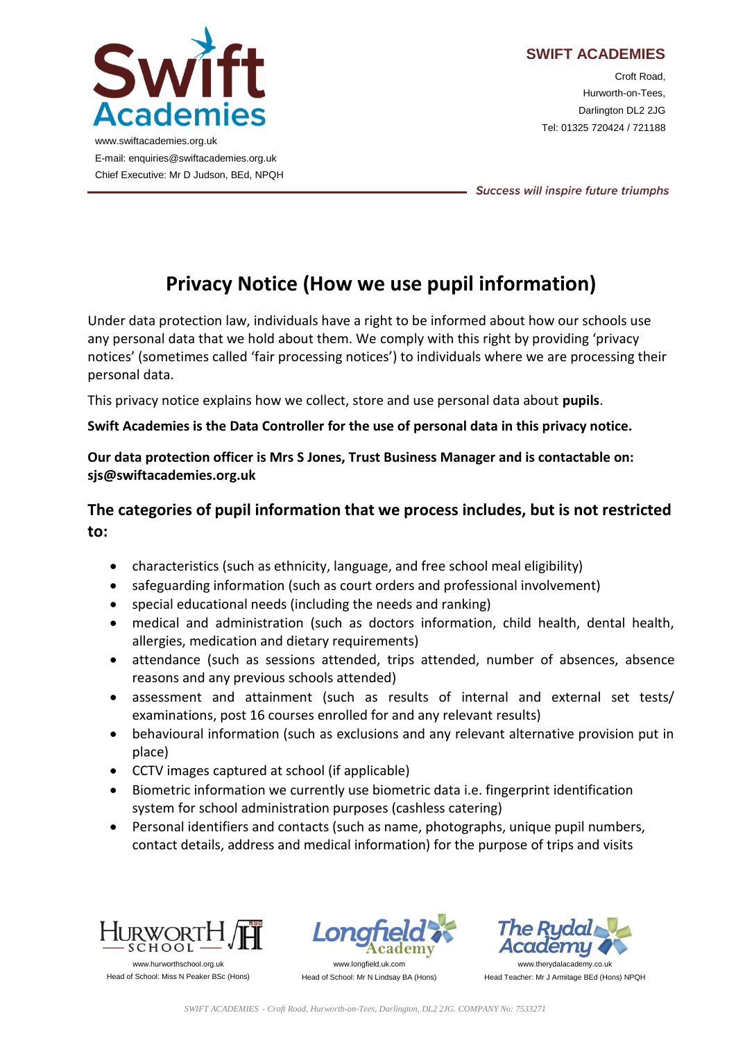# Privacy Notice (How we use pupil information)

Under data protection law, individuals have a right to be informed about how our schools use any personal data that we hold about them. We comply with this right by providing 'privacy notices' (sometimes called 'fair processing notices') to individuals where we are processing their personal data.

This privacy notice explains how we collect, store and use personal data about **pupils**.

**Swift Academies is the Data Controller for the use of personal data in this privacy notice.**

**Our data protection officer is Mrs S Jones, Trust Business Manager and is contactable on: sjs@swiftacademies.org.uk**

## The categories of pupil information that we process includes, but is not restricted to:

- characteristics (such as ethnicity, language, and free school meal eligibility)
- safeguarding information (such as court orders and professional involvement)
- special educational needs (including the needs and ranking)
- medical and administration (such as doctors information, child health, dental health, allergies, medication and dietary requirements)
- attendance (such as sessions attended, trips attended, number of absences, absence reasons and any previous schools attended)
- assessment and attainment (such as results of internal and external set tests/ examinations, post 16 courses enrolled for and any relevant results)
- behavioural information (such as exclusions and any relevant alternative provision put in place)
- CCTV images captured at school (if applicable)
- Biometric information we currently use biometric data i.e. fingerprint identification system for school administration purposes (cashless catering)
- Personal identifiers and contacts (such as name, photographs, unique pupil numbers, contact details, address and medical information) for the purpose of trips and visits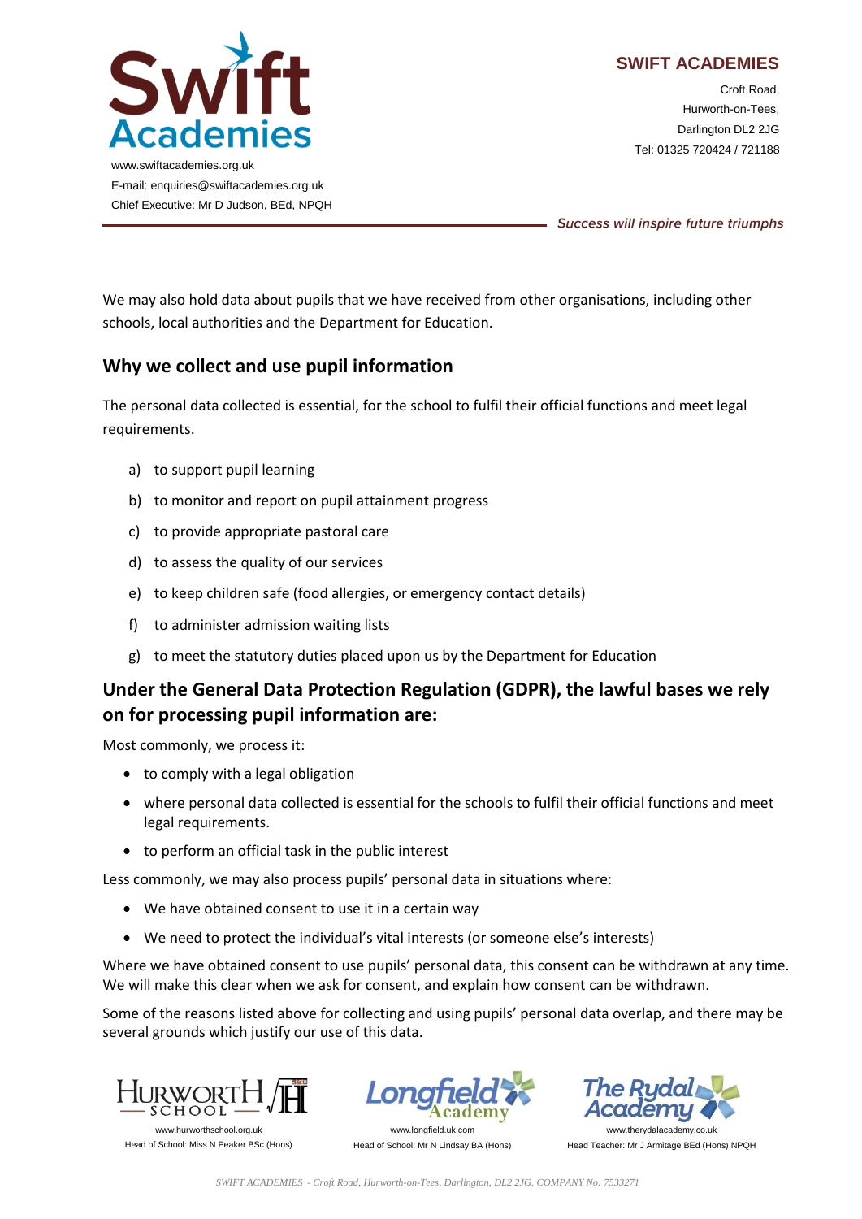We may also hold data about pupils that we have received from other organisations, including other schools, local authorities and the Department for Education.

## Why we collect and use pupil information

The personal data collected is essential, for the school to fulfil their official functions and meet legal requirements.

a) to support pupil learning

b) to monitor and report on pupil attainment progress

c) to provide appropriate pastoral care

d) to assess the quality of our services

e) to keep children safe (food allergies, or emergency contact details)

f) to administer admission waiting lists

g) to meet the statutory duties placed upon us by the Department for Education

## Under the General Data Protection Regulation (GDPR), the lawful bases we rely on for processing pupil information are:

Most commonly, we process it:

- to comply with a legal obligation
- where personal data collected is essential for the schools to fulfil their official functions and meet legal requirements.
- to perform an official task in the public interest

Less commonly, we may also process pupils' personal data in situations where:

- We have obtained consent to use it in a certain way
- We need to protect the individual's vital interests (or someone else's interests)

Where we have obtained consent to use pupils' personal data, this consent can be withdrawn at any time. We will make this clear when we ask for consent, and explain how consent can be withdrawn.

Some of the reasons listed above for collecting and using pupils' personal data overlap, and there may be several grounds which justify our use of this data.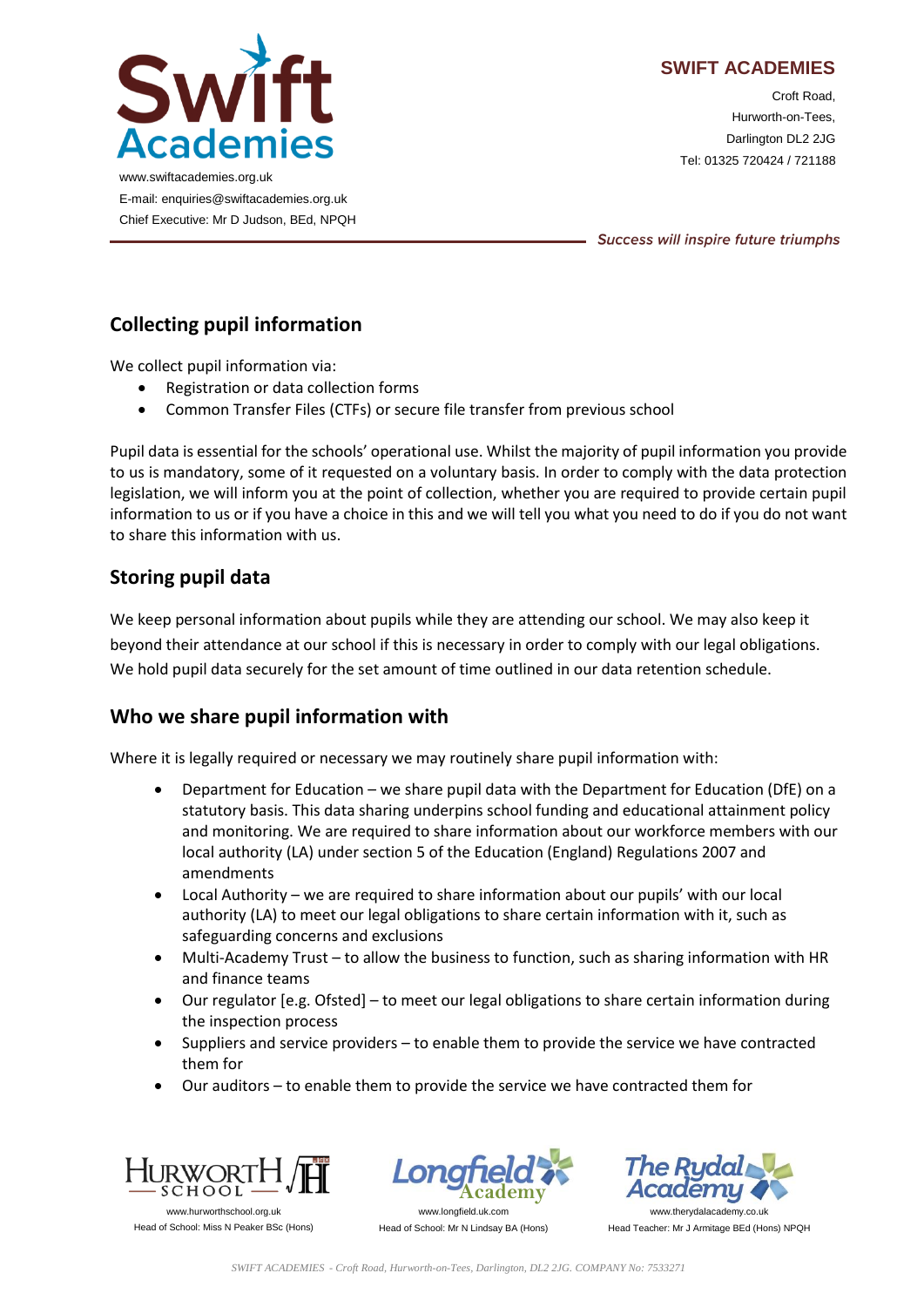## Collecting pupil information

We collect pupil information via:

- Registration or data collection forms
- Common Transfer Files (CTFs) or secure file transfer from previous school

Pupil data is essential for the schools' operational use. Whilst the majority of pupil information you provide to us is mandatory, some of it requested on a voluntary basis. In order to comply with the data protection legislation, we will inform you at the point of collection, whether you are required to provide certain pupil information to us or if you have a choice in this and we will tell you what you need to do if you do not want to share this information with us.

## Storing pupil data

We keep personal information about pupils while they are attending our school. We may also keep it beyond their attendance at our school if this is necessary in order to comply with our legal obligations. We hold pupil data securely for the set amount of time outlined in our data retention schedule.

## Who we share pupil information with

Where it is legally required or necessary we may routinely share pupil information with:

- Department for Education – we share pupil data with the Department for Education (DfE) on a statutory basis. This data sharing underpins school funding and educational attainment policy and monitoring. We are required to share information about our workforce members with our local authority (LA) under section 5 of the Education (England) Regulations 2007 and amendments
- Local Authority – we are required to share information about our pupils' with our local authority (LA) to meet our legal obligations to share certain information with it, such as safeguarding concerns and exclusions
- Multi-Academy Trust – to allow the business to function, such as sharing information with HR and finance teams
- Our regulator [e.g. Ofsted] – to meet our legal obligations to share certain information during the inspection process
- Suppliers and service providers – to enable them to provide the service we have contracted them for
- Our auditors – to enable them to provide the service we have contracted them for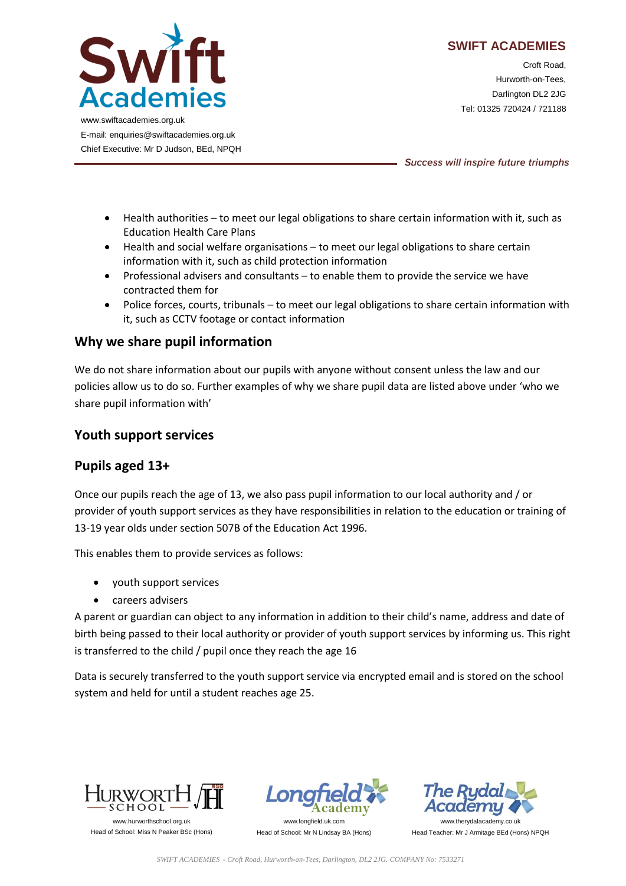- Health authorities – to meet our legal obligations to share certain information with it, such as Education Health Care Plans
- Health and social welfare organisations – to meet our legal obligations to share certain information with it, such as child protection information
- Professional advisers and consultants – to enable them to provide the service we have contracted them for
- Police forces, courts, tribunals – to meet our legal obligations to share certain information with it, such as CCTV footage or contact information

## Why we share pupil information

We do not share information about our pupils with anyone without consent unless the law and our policies allow us to do so. Further examples of why we share pupil data are listed above under 'who we share pupil information with'

## Youth support services

## Pupils aged 13+

Once our pupils reach the age of 13, we also pass pupil information to our local authority and / or provider of youth support services as they have responsibilities in relation to the education or training of 13-19 year olds under section 507B of the Education Act 1996.

This enables them to provide services as follows:

- youth support services
- careers advisers

A parent or guardian can object to any information in addition to their child's name, address and date of birth being passed to their local authority or provider of youth support services by informing us. This right is transferred to the child / pupil once they reach the age 16

Data is securely transferred to the youth support service via encrypted email and is stored on the school system and held for until a student reaches age 25.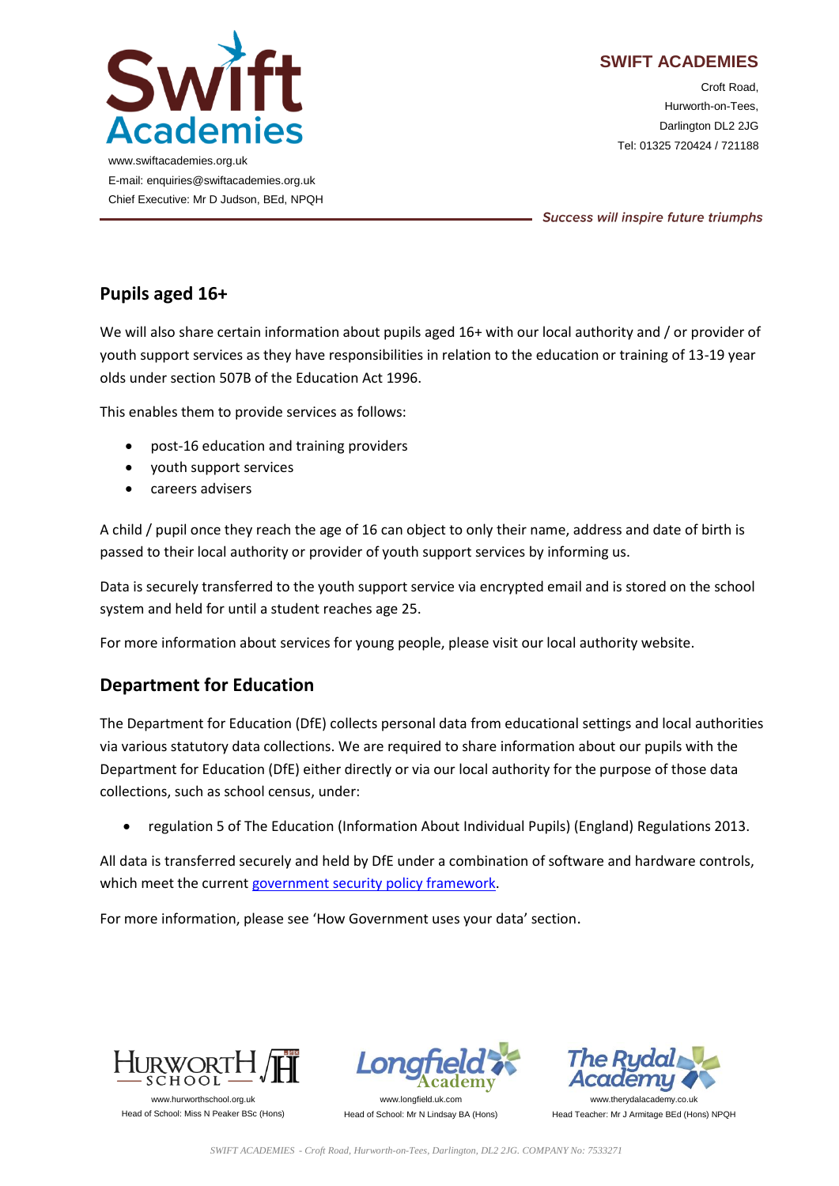## Pupils aged 16+

We will also share certain information about pupils aged 16+ with our local authority and / or provider of youth support services as they have responsibilities in relation to the education or training of 13-19 year olds under section 507B of the Education Act 1996.

This enables them to provide services as follows:

- post-16 education and training providers
- youth support services
- careers advisers

A child / pupil once they reach the age of 16 can object to only their name, address and date of birth is passed to their local authority or provider of youth support services by informing us.

Data is securely transferred to the youth support service via encrypted email and is stored on the school system and held for until a student reaches age 25.

For more information about services for young people, please visit our local authority website.

## Department for Education

The Department for Education (DfE) collects personal data from educational settings and local authorities via various statutory data collections. We are required to share information about our pupils with the Department for Education (DfE) either directly or via our local authority for the purpose of those data collections, such as school census, under:

- regulation 5 of The Education (Information About Individual Pupils) (England) Regulations 2013.

All data is transferred securely and held by DfE under a combination of software and hardware controls, which meet the current government security policy framework.

For more information, please see 'How Government uses your data' section.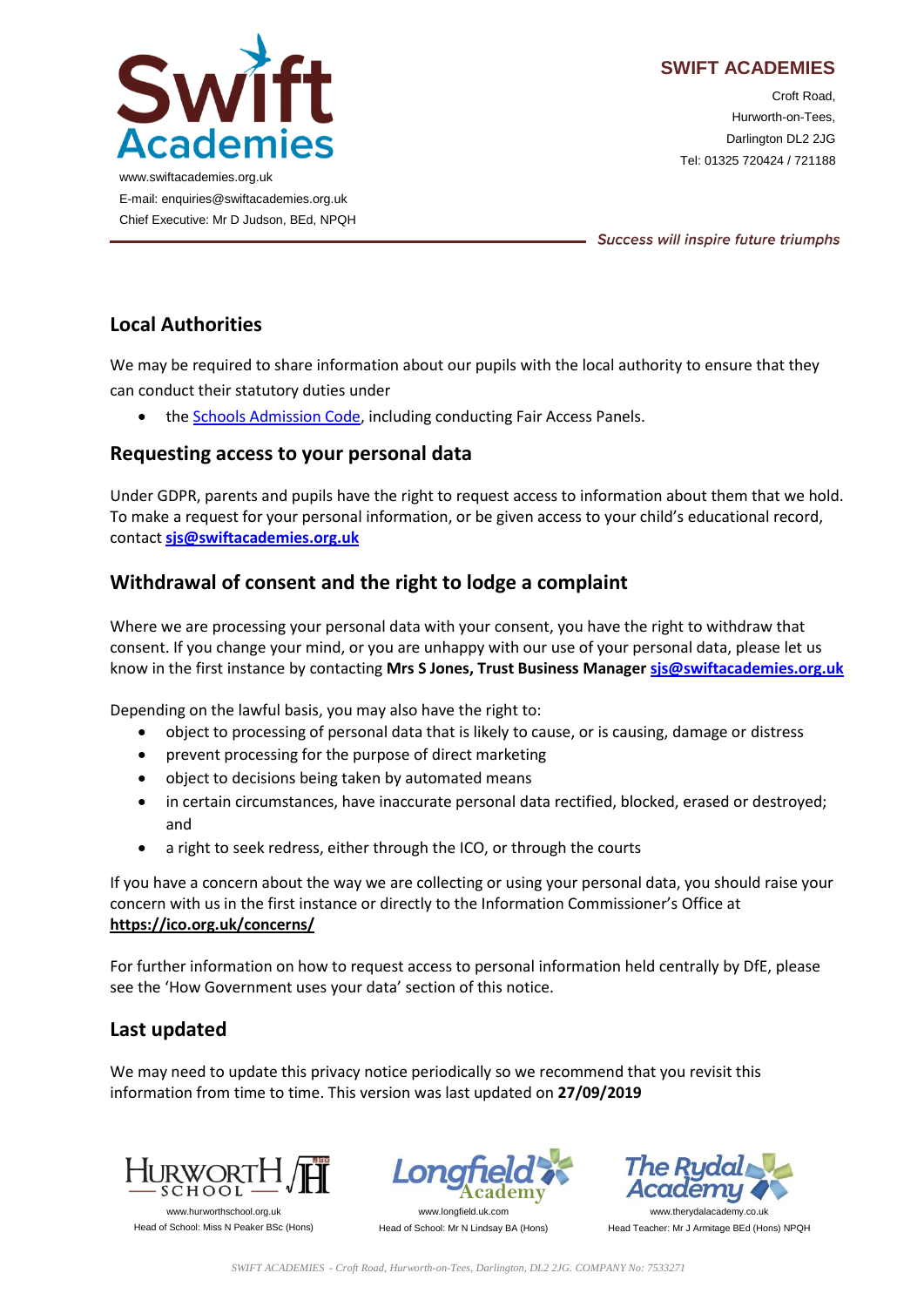## Local Authorities

We may be required to share information about our pupils with the local authority to ensure that they can conduct their statutory duties under

- the Schools Admission Code, including conducting Fair Access Panels.

## Requesting access to your personal data

Under GDPR, parents and pupils have the right to request access to information about them that we hold. To make a request for your personal information, or be given access to your child's educational record, contact **sjs@swiftacademies.org.uk**

## Withdrawal of consent and the right to lodge a complaint

Where we are processing your personal data with your consent, you have the right to withdraw that consent. If you change your mind, or you are unhappy with our use of your personal data, please let us know in the first instance by contacting **Mrs S Jones, Trust Business Manager** **sjs@swiftacademies.org.uk**

Depending on the lawful basis, you may also have the right to:

- object to processing of personal data that is likely to cause, or is causing, damage or distress
- prevent processing for the purpose of direct marketing
- object to decisions being taken by automated means
- in certain circumstances, have inaccurate personal data rectified, blocked, erased or destroyed; and
- a right to seek redress, either through the ICO, or through the courts

If you have a concern about the way we are collecting or using your personal data, you should raise your concern with us in the first instance or directly to the Information Commissioner's Office at **https://ico.org.uk/concerns/**

For further information on how to request access to personal information held centrally by DfE, please see the 'How Government uses your data' section of this notice.

## Last updated

We may need to update this privacy notice periodically so we recommend that you revisit this information from time to time. This version was last updated on **27/09/2019**